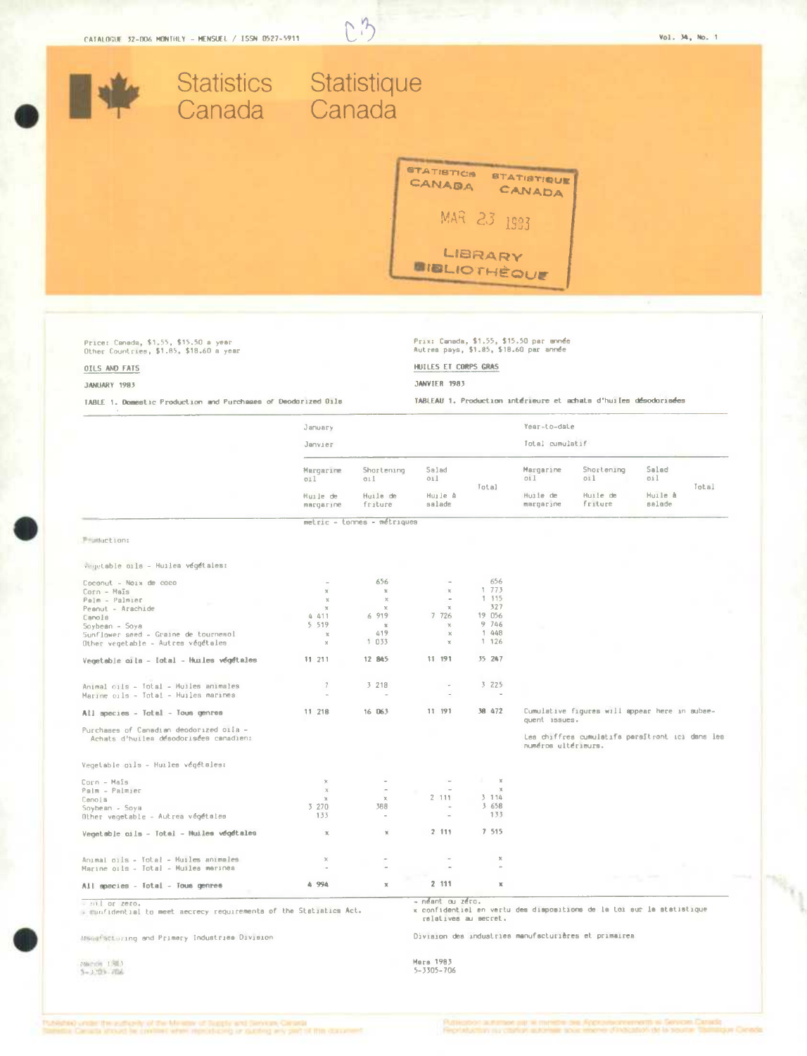CATALOGUE 32-006 MONTHLY - MENSUEL / ISSN 0527-5911

Vol. 34, No. 1

# Statistics Canada    Statistique Canada

STATISTICS CANADA STATISTIQUE CANADA
MAR 23 1983
LIBRARY BIBLIOTHÈQUE

Price: Canada, $1.55, $15.50 a year
Other Countries, $1.85, $18.60 a year

Prix: Canada, $1.55, $15.50 par année
Autres pays, $1.85, $18.60 par année

## OILS AND FATS

## HUILES ET CORPS GRAS

JANUARY 1983

JANVIER 1983

**TABLE 1. Domestic Production and Purchases of Deodorized Oils**

**TABLEAU 1. Production intérieure et achats d'huiles désodorisées**

| | January / Janvier | | | | Year-to-date / Total cumulatif | | | |
|---|---|---|---|---|---|---|---|---|
| | Margarine oil / Huile de margarine | Shortening oil / Huile de friture | Salad oil / Huile à salade | Total | Margarine oil / Huile de margarine | Shortening oil / Huile de friture | Salad oil / Huile à salade | Total |
| | metric - tonnes - métriques | | | | | | | |
| **Production:** | | | | | | | | |
| Vegetable oils - Huiles végétales: | | | | | | | | |
| Coconut - Noix de coco | - | 656 | - | 656 | | | | |
| Corn - Maïs | x | x | x | 1 773 | | | | |
| Palm - Palmier | x | x | - | 1 115 | | | | |
| Peanut - Arachide | x | x | x | 327 | | | | |
| Canola | 4 411 | 6 919 | 7 726 | 19 056 | | | | |
| Soybean - Soya | 5 519 | x | x | 9 746 | | | | |
| Sunflower seed - Graine de tournesol | x | 419 | x | 1 448 | | | | |
| Other vegetable - Autres végétales | x | 1 033 | x | 1 126 | | | | |
| **Vegetable oils - Total - Huiles végétales** | **11 211** | **12 845** | **11 191** | **35 247** | | | | |
| Animal oils - Total - Huiles animales | 7 | 3 218 | - | 3 225 | | | | |
| Marine oils - Total - Huiles marines | - | - | - | - | | | | |
| **All species - Total - Tous genres** | **11 218** | **16 063** | **11 191** | **38 472** | Cumulative figures will appear here in subsequent issues. Les chiffres cumulatifs paraîtront ici dans les numéros ultérieurs. | | | |
| Purchases of Canadian deodorized oils - Achats d'huiles désodorisées canadien: | | | | | | | | |
| Vegetable oils - Huiles végétales: | | | | | | | | |
| Corn - Maïs | x | - | - | x | | | | |
| Palm - Palmier | x | - | - | x | | | | |
| Canola | x | x | 2 111 | 3 114 | | | | |
| Soybean - Soya | 3 270 | 388 | - | 3 658 | | | | |
| Other vegetable - Autres végétales | 133 | - | - | 133 | | | | |
| **Vegetable oils - Total - Huiles végétales** | **x** | **x** | **2 111** | **7 515** | | | | |
| Animal oils - Total - Huiles animales | x | - | - | x | | | | |
| Marine oils - Total - Huiles marines | - | - | - | - | | | | |
| **All species - Total - Tous genres** | **4 994** | **x** | **2 111** | **x** | | | | |

- nil or zero.
x confidential to meet secrecy requirements of the Statistics Act.

- néant ou zéro.
x confidentiel en vertu des dispositions de la Loi sur la statistique relatives au secret.

Manufacturing and Primary Industries Division

Division des industries manufacturières et primaires

March 1983
5-3305-706

Mars 1983
5-3305-706

Published under the authority of the Minister of Supply and Services Canada
Statistics Canada should be credited when reproducing or quoting any part of this document

Publication autorisée par le ministre des Approvisionnements et Services Canada
Reproduction ou citation autorisée sous réserve d'indication de la source: Statistique Canada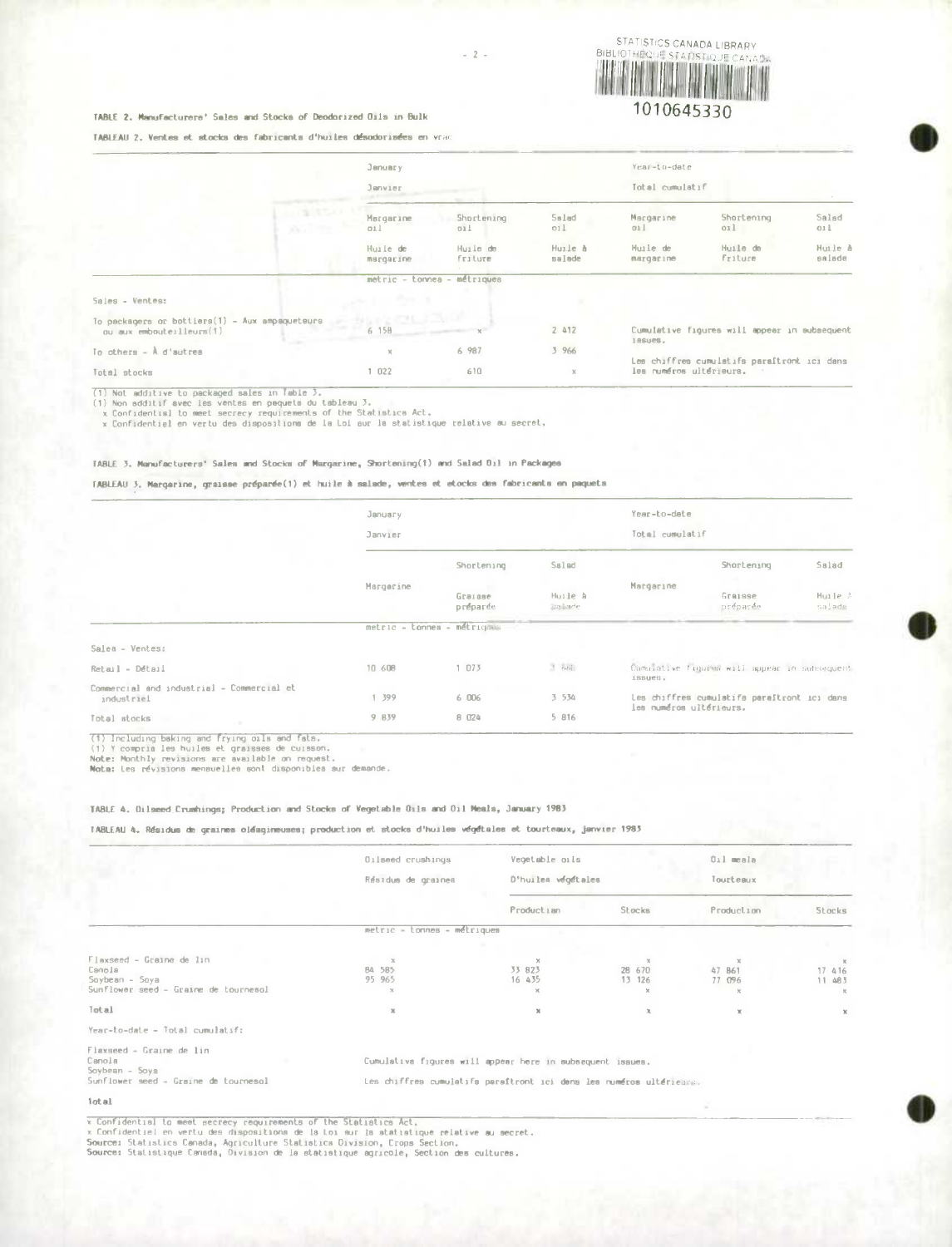STATISTICS CANADA LIBRARY
BIBLIOTHÈQUE STATISTIQUE CANADA

1010645330

**TABLE 2. Manufacturers' Sales and Stocks of Deodorized Oils in Bulk**

**TABLEAU 2. Ventes et stocks des fabricants d'huiles désodorisées en vrac**

| | January / Janvier | | | Year-to-date / Total cumulatif | | |
|---|---|---|---|---|---|---|
| | Margarine oil / Huile de margarine | Shortening oil / Huile de friture | Salad oil / Huile à salade | Margarine oil / Huile de margarine | Shortening oil / Huile de friture | Salad oil / Huile à salade |
| | metric - tonnes - métriques | | | | | |
| Sales - Ventes: | | | | | | |
| To packagers or bottlers(1) - Aux empaqueteurs ou aux embouteilleurs(1) | 6 158 | x | 2 412 | Cumulative figures will appear in subsequent issues. | | |
| To others - À d'autres | x | 6 987 | 3 966 | | | |
| Total stocks | 1 022 | 610 | x | Les chiffres cumulatifs paraîtront ici dans les numéros ultérieurs. | | |

(1) Not additive to packaged sales in Table 3.
(1) Non additif avec les ventes en paquets du tableau 3.
x Confidential to meet secrecy requirements of the Statistics Act.
x Confidentiel en vertu des dispositions de la Loi sur la statistique relative au secret.

**TABLE 3. Manufacturers' Sales and Stocks of Margarine, Shortening(1) and Salad Oil in Packages**

**TABLEAU 3. Margarine, graisse préparée(1) et huile à salade, ventes et stocks des fabricants en paquets**

| | January / Janvier | | | Year-to-date / Total cumulatif | | |
|---|---|---|---|---|---|---|
| | Margarine | Shortening / Graisse préparée | Salad / Huile à salade | Margarine | Shortening / Graisse préparée | Salad / Huile à salade |
| | metric - tonnes - métriques | | | | | |
| Sales - Ventes: | | | | | | |
| Retail - Détail | 10 608 | 1 073 | 3 88? | Cumulative figures will appear in subsequent issues. | | |
| Commercial and industrial - Commercial et industriel | 1 399 | 6 006 | 3 534 | Les chiffres cumulatifs paraîtront ici dans les numéros ultérieurs. | | |
| Total stocks | 9 839 | 8 024 | 5 816 | | | |

(1) Including baking and frying oils and fats.
(1) Y compris les huiles et graisses de cuisson.
**Note:** Monthly revisions are available on request.
**Nota:** Les révisions mensuelles sont disponibles sur demande.

**TABLE 4. Oilseed Crushings; Production and Stocks of Vegetable Oils and Oil Meals, January 1983**

**TABLEAU 4. Résidus de graines oléagineuses; production et stocks d'huiles végétales et tourteaux, janvier 1983**

| | Oilseed crushings / Résidus de graines | Vegetable oils / D'huiles végétales | | Oil meals / Tourteaux | |
|---|---|---|---|---|---|
| | | Production | Stocks | Production | Stocks |
| | metric - tonnes - métriques | | | | |
| Flaxseed - Graine de lin | x | x | x | x | x |
| Canola | 84 585 | 33 823 | 28 670 | 47 861 | 17 416 |
| Soybean - Soya | 95 965 | 16 435 | 13 126 | 77 096 | 11 483 |
| Sunflower seed - Graine de tournesol | x | x | x | x | x |
| **Total** | x | x | x | x | x |
| Year-to-date - Total cumulatif: | | | | | |
| Flaxseed - Graine de lin | Cumulative figures will appear here in subsequent issues. | | | | |
| Canola | | | | | |
| Soybean - Soya | | | | | |
| Sunflower seed - Graine de tournesol | Les chiffres cumulatifs paraîtront ici dans les numéros ultérieurs. | | | | |
| **Total** | | | | | |

x Confidential to meet secrecy requirements of the Statistics Act.
x Confidentiel en vertu des dispositions de la Loi sur la statistique relative au secret.
**Source:** Statistics Canada, Agriculture Statistics Division, Crops Section.
**Source:** Statistique Canada, Division de la statistique agricole, Section des cultures.